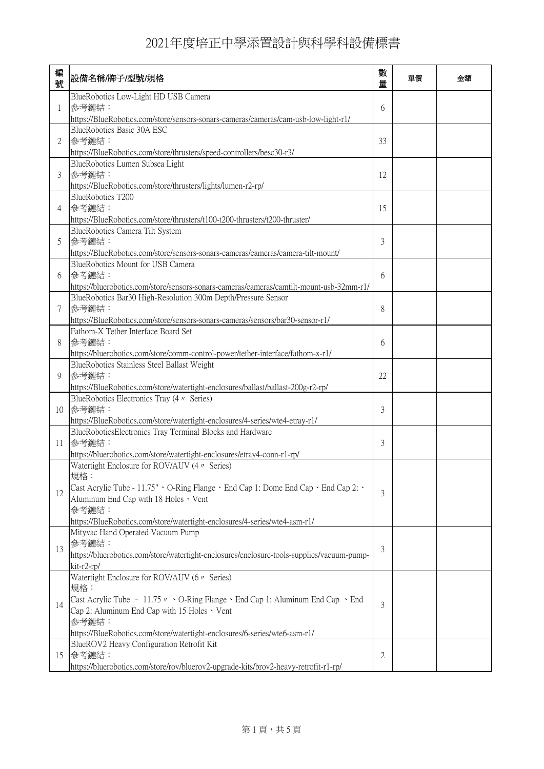# 2021年度培正中學添置設計與科學科設備標書

| 編號 | 設備名稱/牌子/型號/規格 | 數量 | 單價 | 金額 |
|---|---|---|---|---|
| 1 | BlueRobotics Low-Light HD USB Camera<br>參考鏈結：<br>https://BlueRobotics.com/store/sensors-sonars-cameras/cameras/cam-usb-low-light-r1/ | 6 | | |
| 2 | BlueRobotics Basic 30A ESC<br>參考鏈結：<br>https://BlueRobotics.com/store/thrusters/speed-controllers/besc30-r3/ | 33 | | |
| 3 | BlueRobotics Lumen Subsea Light<br>參考鏈結：<br>https://BlueRobotics.com/store/thrusters/lights/lumen-r2-rp/ | 12 | | |
| 4 | BlueRobotics T200<br>參考鏈結：<br>https://BlueRobotics.com/store/thrusters/t100-t200-thrusters/t200-thruster/ | 15 | | |
| 5 | BlueRobotics Camera Tilt System<br>參考鏈結：<br>https://BlueRobotics.com/store/sensors-sonars-cameras/cameras/camera-tilt-mount/ | 3 | | |
| 6 | BlueRobotics Mount for USB Camera<br>參考鏈結：<br>https://bluerobotics.com/store/sensors-sonars-cameras/cameras/camtilt-mount-usb-32mm-r1/ | 6 | | |
| 7 | BlueRobotics Bar30 High-Resolution 300m Depth/Pressure Sensor<br>參考鏈結：<br>https://BlueRobotics.com/store/sensors-sonars-cameras/sensors/bar30-sensor-r1/ | 8 | | |
| 8 | Fathom-X Tether Interface Board Set<br>參考鏈結：<br>https://bluerobotics.com/store/comm-control-power/tether-interface/fathom-x-r1/ | 6 | | |
| 9 | BlueRobotics Stainless Steel Ballast Weight<br>參考鏈結：<br>https://BlueRobotics.com/store/watertight-enclosures/ballast/ballast-200g-r2-rp/ | 22 | | |
| 10 | BlueRobotics Electronics Tray (4〃 Series)<br>參考鏈結：<br>https://BlueRobotics.com/store/watertight-enclosures/4-series/wte4-etray-r1/ | 3 | | |
| 11 | BlueRoboticsElectronics Tray Terminal Blocks and Hardware<br>參考鏈結：<br>https://bluerobotics.com/store/watertight-enclosures/etray4-conn-r1-rp/ | 3 | | |
| 12 | Watertight Enclosure for ROV/AUV (4〃 Series)<br>規格：<br>Cast Acrylic Tube - 11.75"、O-Ring Flange、End Cap 1: Dome End Cap、End Cap 2:、Aluminum End Cap with 18 Holes、Vent<br>參考鏈結：<br>https://BlueRobotics.com/store/watertight-enclosures/4-series/wte4-asm-r1/ | 3 | | |
| 13 | Mityvac Hand Operated Vacuum Pump<br>參考鏈結：<br>https://bluerobotics.com/store/watertight-enclosures/enclosure-tools-supplies/vacuum-pump-kit-r2-rp/ | 3 | | |
| 14 | Watertight Enclosure for ROV/AUV (6〃 Series)<br>規格：<br>Cast Acrylic Tube – 11.75〃、O-Ring Flange、End Cap 1: Aluminum End Cap 、End Cap 2: Aluminum End Cap with 15 Holes、Vent<br>參考鏈結：<br>https://BlueRobotics.com/store/watertight-enclosures/6-series/wte6-asm-r1/ | 3 | | |
| 15 | BlueROV2 Heavy Configuration Retrofit Kit<br>參考鏈結：<br>https://bluerobotics.com/store/rov/bluerov2-upgrade-kits/brov2-heavy-retrofit-r1-rp/ | 2 | | |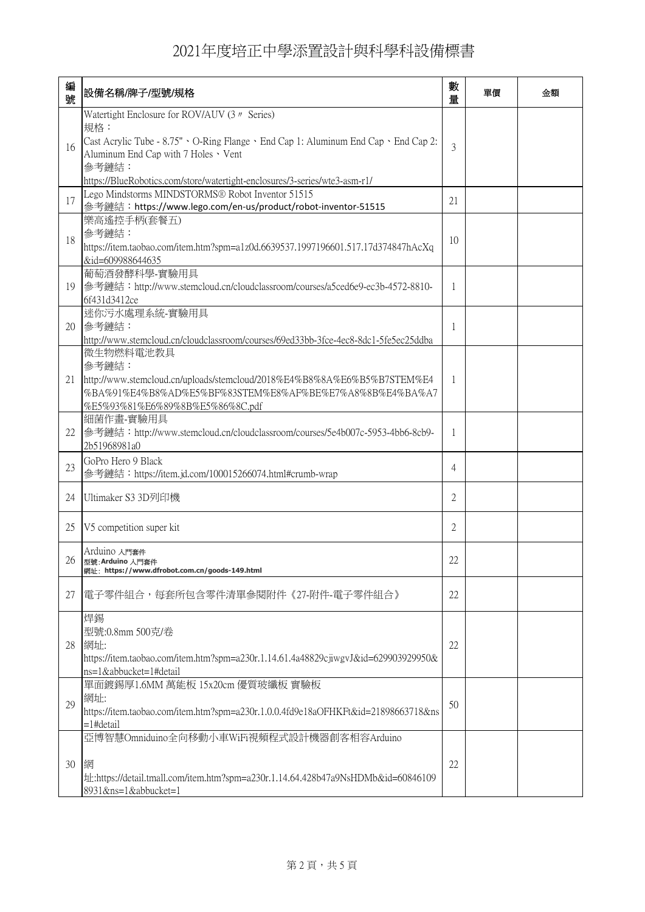# 2021年度培正中學添置設計與科學科設備標書

| 編號 | 設備名稱/牌子/型號/規格 | 數量 | 單價 | 金額 |
|---|---|---|---|---|
| 16 | Watertight Enclosure for ROV/AUV (3〃 Series)<br>規格：<br>Cast Acrylic Tube - 8.75"、O-Ring Flange、End Cap 1: Aluminum End Cap、End Cap 2: Aluminum End Cap with 7 Holes、Vent<br>參考鏈結：<br>https://BlueRobotics.com/store/watertight-enclosures/3-series/wte3-asm-r1/ | 3 | | |
| 17 | Lego Mindstorms MINDSTORMS® Robot Inventor 51515<br>參考鏈結：https://www.lego.com/en-us/product/robot-inventor-51515 | 21 | | |
| 18 | 樂高遙控手柄(套餐五)<br>參考鏈結：<br>https://item.taobao.com/item.htm?spm=a1z0d.6639537.1997196601.517.17d374847hAcXq&id=609988644635 | 10 | | |
| 19 | 葡萄酒發酵科學-實驗用具<br>參考鏈結：http://www.stemcloud.cn/cloudclassroom/courses/a5ced6e9-ec3b-4572-8810-6f431d3412ce | 1 | | |
| 20 | 迷你污水處理系統-實驗用具<br>參考鏈結：<br>http://www.stemcloud.cn/cloudclassroom/courses/69ed33bb-3fce-4ec8-8dc1-5fe5ec25ddba | 1 | | |
| 21 | 微生物燃料電池教具<br>參考鏈結：<br>http://www.stemcloud.cn/uploads/stemcloud/2018%E4%B8%8A%E6%B5%B7STEM%E4%BA%91%E4%B8%AD%E5%BF%83STEM%E8%AF%BE%E7%A8%8B%E4%BA%A7%E5%93%81%E6%89%8B%E5%86%8C.pdf | 1 | | |
| 22 | 細菌作畫-實驗用具<br>參考鏈結：http://www.stemcloud.cn/cloudclassroom/courses/5e4b007c-5953-4bb6-8cb9-2b51968981a0 | 1 | | |
| 23 | GoPro Hero 9 Black<br>參考鏈結：https://item.jd.com/100015266074.html#crumb-wrap | 4 | | |
| 24 | Ultimaker S3 3D列印機 | 2 | | |
| 25 | V5 competition super kit | 2 | | |
| 26 | Arduino 入門套件<br>型號:Arduino 入門套件<br>網址: https://www.dfrobot.com.cn/goods-149.html | 22 | | |
| 27 | 電子零件組合，每套所包含零件清單參閱附件《27-附件-電子零件組合》 | 22 | | |
| 28 | 焊錫<br>型號:0.8mm 500克/卷<br>網址:<br>https://item.taobao.com/item.htm?spm=a230r.1.14.61.4a48829cjiwgvJ&id=629903929950&ns=1&abbucket=1#detail | 22 | | |
| 29 | 單面鍍錫厚1.6MM 萬能板 15x20cm 優質玻纖板 實驗板<br>網址:<br>https://item.taobao.com/item.htm?spm=a230r.1.0.0.4fd9e18aOFHKFt&id=21898663718&ns=1#detail | 50 | | |
| 30 | 亞博智慧Omniduino全向移動小車WiFi視頻程式設計機器創客相容Arduino<br><br>網址:https://detail.tmall.com/item.htm?spm=a230r.1.14.64.428b47a9NsHDMb&id=608461098931&ns=1&abbucket=1 | 22 | | |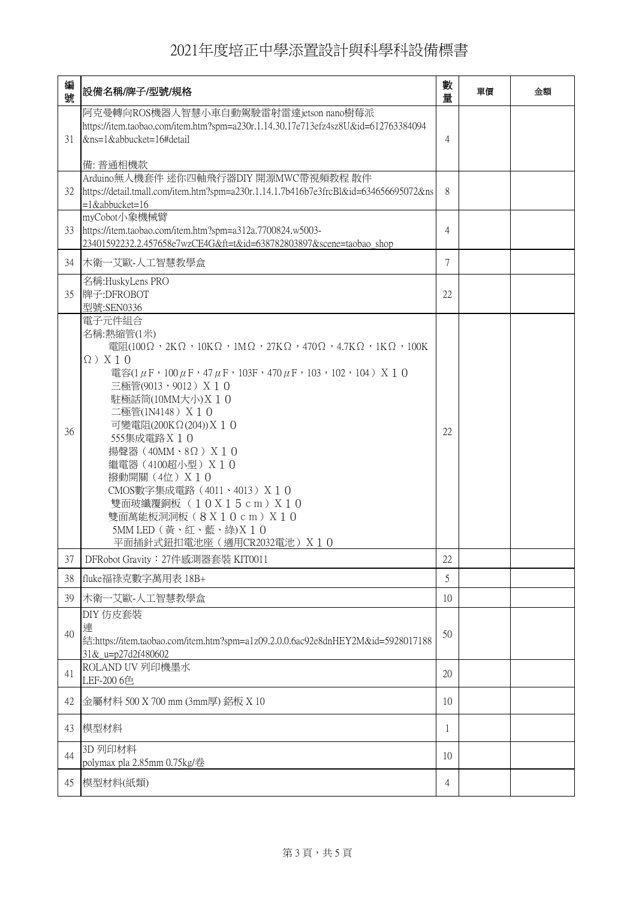# 2021年度培正中學添置設計與科學科設備標書

| 編號 | 設備名稱/牌子/型號/規格 | 數量 | 單價 | 金額 |
|---|---|---|---|---|
| 31 | 阿克曼轉向ROS機器人智慧小車自動駕駛雷射雷達jetson nano樹莓派<br>https://item.taobao.com/item.htm?spm=a230r.1.14.30.17e713efz4sz8U&id=612763384094&ns=1&abbucket=16#detail<br><br>備: 普通相機款 | 4 | | |
| 32 | Arduino無人機套件 迷你四軸飛行器DIY 開源MWC帶視頻教程 散件<br>https://detail.tmall.com/item.htm?spm=a230r.1.14.1.7b416b7e3frcBl&id=634656695072&ns=1&abbucket=16 | 8 | | |
| 33 | myCobot小象機械臂<br>https://item.taobao.com/item.htm?spm=a312a.7700824.w5003-23401592232.2.457658e7wzCE4G&ft=t&id=638782803897&scene=taobao_shop | 4 | | |
| 34 | 木衛一艾歐-人工智慧教學盒 | 7 | | |
| 35 | 名稱:HuskyLens PRO<br>牌子:DFROBOT<br>型號:SEN0336 | 22 | | |
| 36 | 電子元件組合<br>名稱:熱縮管(1米)<br>電阻(100Ω，2KΩ，10KΩ，1MΩ，27KΩ，470Ω，4.7KΩ，1KΩ，100KΩ）X１０<br>電容(1μF，100μF，47μF，103F，470μF，103，102，104）X１０<br>三極管(9013，9012）X１０<br>駐極話筒(10MM大小)X１０<br>二極管(1N4148）X１０<br>可變電阻(200KΩ(204))X１０<br>555集成電路X１０<br>揚聲器（40MM、8Ω）X１０<br>繼電器（4100超小型）X１０<br>撥動開關（4位）X１０<br>CMOS數字集成電路（4011、4013）X１０<br>雙面玻纖覆銅板（１０X１５ｃｍ）X１０<br>雙面萬能板洞洞板（８X１０ｃｍ）X１０<br>5MM LED（黃、紅、藍、綠)X１０<br>平面插針式鈕扣電池座（適用CR2032電池）X１０ | 22 | | |
| 37 | DFRobot Gravity：27件感測器套裝 KIT0011 | 22 | | |
| 38 | fluke福祿克數字萬用表 18B+ | 5 | | |
| 39 | 木衛一艾歐-人工智慧教學盒 | 10 | | |
| 40 | DIY 仿皮套裝<br>連結:https://item.taobao.com/item.htm?spm=a1z09.2.0.0.6ac92e8dnHEY2M&id=592801718831&_u=p27d2f480602 | 50 | | |
| 41 | ROLAND UV 列印機墨水<br>LEF-200 6色 | 20 | | |
| 42 | 金屬材料 500 X 700 mm (3mm厚) 鋁板 X 10 | 10 | | |
| 43 | 模型材料 | 1 | | |
| 44 | 3D 列印材料<br>polymax pla 2.85mm 0.75kg/卷 | 10 | | |
| 45 | 模型材料(紙類) | 4 | | |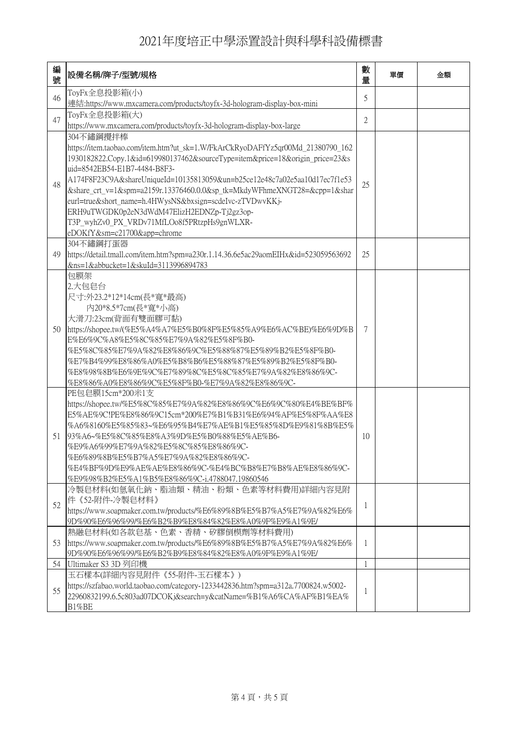# 2021年度培正中學添置設計與科學科設備標書

| 編號 | 設備名稱/牌子/型號/規格 | 數量 | 單價 | 金額 |
|---|---|---|---|---|
| 46 | ToyFx全息投影箱(小)<br>連結:https://www.mxcamera.com/products/toyfx-3d-hologram-display-box-mini | 5 | | |
| 47 | ToyFx全息投影箱(大)<br>https://www.mxcamera.com/products/toyfx-3d-hologram-display-box-large | 2 | | |
| 48 | 304不鏽鋼攪拌棒<br>https://item.taobao.com/item.htm?ut_sk=1.W/FkArCkRyoDAFfYz5qr00Md_21380790_1621930182822.Copy.1&id=619980137462&sourceType=item&price=18&origin_price=23&suid=8542EB54-E1B7-4484-B8F3-A174F8F23C9A&shareUniqueId=10135813059&un=b25ce12e48c7a02e5aa10d17ec7f1e53&share_crt_v=1&spm=a2159r.13376460.0.0&sp_tk=MkdyWFhmeXNGT28=&cpp=1&shareurl=true&short_name=h.4HWysNS&bxsign=scdeIvc-zTVDwvKKj-ERH9uTWGDK0p2eN3dWdM47ElizH2EDNZp-Tj2gz3op-T3P_wyhZv0_PX_VRDv71MfLOo8f5PRtzpHs9gnWLXR-eDOKfY&sm=c21700&app=chrome | 25 | | |
| 49 | 304不鏽鋼打蛋器<br>https://detail.tmall.com/item.htm?spm=a230r.1.14.36.6e5ac29aomEIHx&id=523059563692&ns=1&abbucket=1&skuId=3113996894783 | 25 | | |
| 50 | 包膜架<br>2.大包皂台<br>尺寸:外23.2*12*14cm(長*寬*最高)<br>內20*8.5*7cm(長*寬*小高)<br>大滑刀:23cm(背面有雙面膠可黏)<br>https://shopee.tw/(%E5%A4%A7%E5%B0%8F%E5%85%A9%E6%AC%BE)%E6%9D%BE%E6%9C%A8%E5%8C%85%E7%9A%82%E5%8F%B0-%E5%8C%85%E7%9A%82%E8%86%9C%E5%88%87%E5%89%B2%E5%8F%B0-%E7%B4%99%E8%86%A0%E5%B8%B6%E5%88%87%E5%89%B2%E5%8F%B0-%E8%98%8B%E6%9E%9C%E7%89%8C%E5%8C%85%E7%9A%82%E8%86%9C-%E8%86%A0%E8%86%9C%E5%8F%B0-%E7%9A%82%E8%86%9C- | 7 | | |
| 51 | PE包皂膜15cm*200米1支<br>https://shopee.tw/%E5%8C%85%E7%9A%82%E8%86%9C%E6%9C%80%E4%BE%BF%E5%AE%9C!PE%E8%86%9C15cm*200%E7%B1%B31%E6%94%AF%E5%8F%AA%E8%A6%8160%E5%85%83~%E6%95%B4%E7%AE%B1%E5%85%8D%E9%81%8B%E5%93%A6~%E5%8C%85%E8%A3%9D%E5%B0%88%E5%AE%B6-%E9%A6%99%E7%9A%82%E5%8C%85%E8%86%9C-%E6%89%8B%E5%B7%A5%E7%9A%82%E8%86%9C-%E4%BF%9D%E9%AE%AE%E8%86%9C-%E4%BC%B8%E7%B8%AE%E8%86%9C-%E9%98%B2%E5%A1%B5%E8%86%9C-i.4788047.19860546 | 10 | | |
| 52 | 冷製皂材料(如氫氧化鈉、脂油類、精油、粉類、色素等材料費用)詳細內容見附件《52-附件-冷製皂材料》<br>https://www.soapmaker.com.tw/products/%E6%89%8B%E5%B7%A5%E7%9A%82%E6%9D%90%E6%96%99/%E6%B2%B9%E8%84%82%E8%A0%9F%E9%A1%9E/ | 1 | | |
| 53 | 熱融皂材料(如各款皂基、色素、香精、矽膠倒模劑等材料費用)<br>https://www.soapmaker.com.tw/products/%E6%89%8B%E5%B7%A5%E7%9A%82%E6%9D%90%E6%96%99/%E6%B2%B9%E8%84%82%E8%A0%9F%E9%A1%9E/ | 1 | | |
| 54 | Ultimaker S3 3D 列印機 | 1 | | |
| 55 | 玉石樣本(詳細內容見附件《55-附件-玉石樣本》)<br>https://szfabao.world.taobao.com/category-1233442836.htm?spm=a312a.7700824.w5002-22960832199.6.5c803ad07DCOKj&search=y&catName=%B1%A6%CA%AF%B1%EA%B1%BE | 1 | | |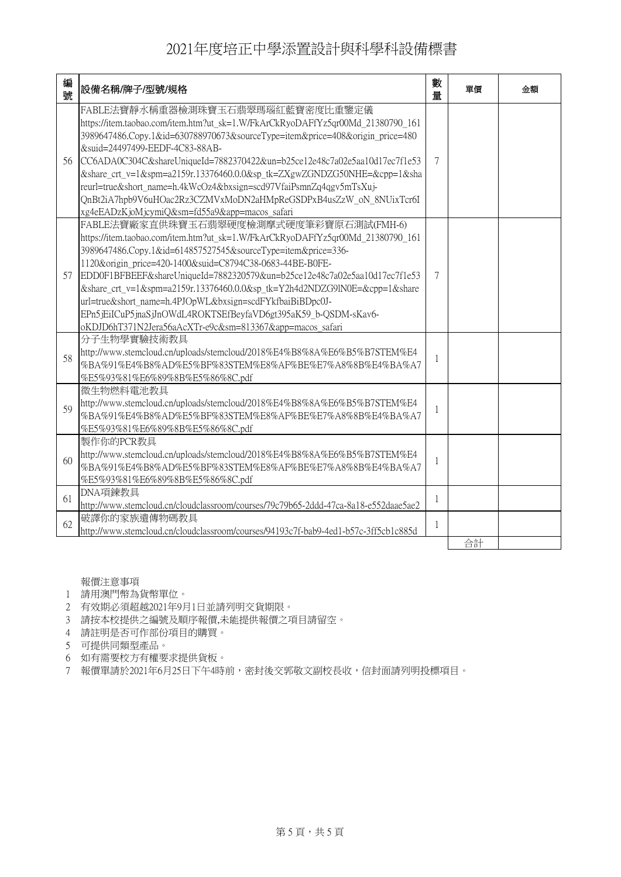# 2021年度培正中學添置設計與科學科設備標書

| 編號 | 設備名稱/牌子/型號/規格 | 數量 | 單價 | 金額 |
|---|---|---|---|---|
| 56 | FABLE法寶靜水稱重器檢測珠寶玉石翡翠瑪瑙紅藍寶密度比重鑒定儀 https://item.taobao.com/item.htm?ut_sk=1.W/FkArCkRyoDAFfYz5qr00Md_21380790_1613989647486.Copy.1&id=630788970673&sourceType=item&price=408&origin_price=480&suid=24497499-EEDF-4C83-88AB-CC6ADA0C304C&shareUniqueId=7882370422&un=b25ce12e48c7a02e5aa10d17ec7f1e53&share_crt_v=1&spm=a2159r.13376460.0.0&sp_tk=ZXgwZGNDZG50NHE=&cpp=1&shareurl=true&short_name=h.4kWcOz4&bxsign=scd97VfaiPsmnZq4qgv5mTsXuj-QnBt2iA7hpb9V6uHOac2Rz3CZMVxMoDN2aHMpReGSDPxB4usZzW_oN_8NUixTcr6Ixg4eEADzKjoMjcymiQ&sm=fd55a9&app=macos_safari | 7 | | |
| 57 | FABLE法寶廠家直供珠寶玉石翡翠硬度檢測摩式硬度筆彩寶原石測試(FMH-6) https://item.taobao.com/item.htm?ut_sk=1.W/FkArCkRyoDAFfYz5qr00Md_21380790_1613989647486.Copy.1&id=614857527545&sourceType=item&price=336-1120&origin_price=420-1400&suid=C8794C38-0683-44BE-B0FE-EDD0F1BFBEEF&shareUniqueId=7882320579&un=b25ce12e48c7a02e5aa10d17ec7f1e53&share_crt_v=1&spm=a2159r.13376460.0.0&sp_tk=Y2h4d2NDZG9lN0E=&cpp=1&shareurl=true&short_name=h.4PJOpWL&bxsign=scdFYkfbaiBiBDpc0J-EPn5jEiICuP5jnaSjJnOWdL4ROKTSEfBeyfaVD6gt395aK59_b-QSDM-sKav6-oKDJD6hT371N2Jera56aAcXTr-e9c&sm=813367&app=macos_safari | 7 | | |
| 58 | 分子生物學實驗技術教具 http://www.stemcloud.cn/uploads/stemcloud/2018%E4%B8%8A%E6%B5%B7STEM%E4%BA%91%E4%B8%AD%E5%BF%83STEM%E8%AF%BE%E7%A8%8B%E4%BA%A7%E5%93%81%E6%89%8B%E5%86%8C.pdf | 1 | | |
| 59 | 微生物燃料電池教具 http://www.stemcloud.cn/uploads/stemcloud/2018%E4%B8%8A%E6%B5%B7STEM%E4%BA%91%E4%B8%AD%E5%BF%83STEM%E8%AF%BE%E7%A8%8B%E4%BA%A7%E5%93%81%E6%89%8B%E5%86%8C.pdf | 1 | | |
| 60 | 製作你的PCR教具 http://www.stemcloud.cn/uploads/stemcloud/2018%E4%B8%8A%E6%B5%B7STEM%E4%BA%91%E4%B8%AD%E5%BF%83STEM%E8%AF%BE%E7%A8%8B%E4%BA%A7%E5%93%81%E6%89%8B%E5%86%8C.pdf | 1 | | |
| 61 | DNA項鍊教具 http://www.stemcloud.cn/cloudclassroom/courses/79c79b65-2ddd-47ca-8a18-e552daae5ae2 | 1 | | |
| 62 | 破譯你的家族遺傳物碼教具 http://www.stemcloud.cn/cloudclassroom/courses/94193c7f-bab9-4ed1-b57c-3ff5cb1c885d | 1 | | |
| | | | 合計 | |

報價注意事項

1. 請用澳門幣為貨幣單位。
2. 有效期必須超越2021年9月1日並請列明交貨期限。
3. 請按本校提供之編號及順序報價,未能提供報價之項目請留空。
4. 請註明是否可作部份項目的購買。
5. 可提供同類型產品。
6. 如有需要校方有權要求提供貨板。
7. 報價單請於2021年6月25日下午4時前，密封後交郭敬文副校長收，信封面請列明投標項目。